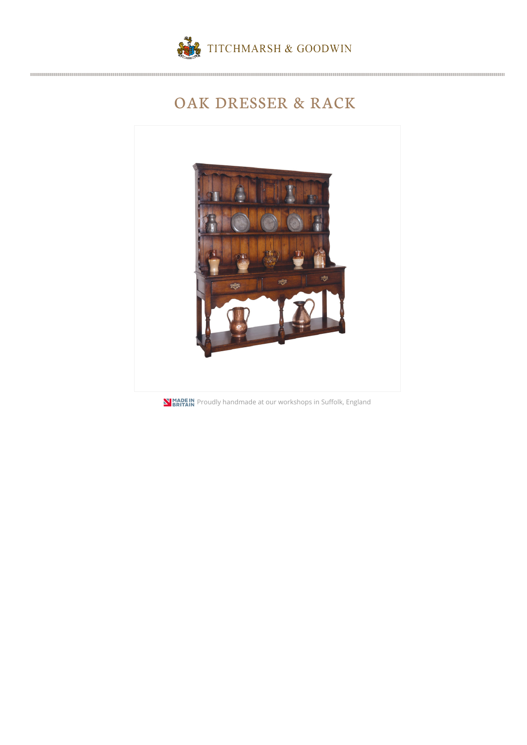TITCHMARSH & GOODWIN

# OAK DRESSER & RACK

MADE IN BRITAIN Proudly handmade at our workshops in Suffolk, England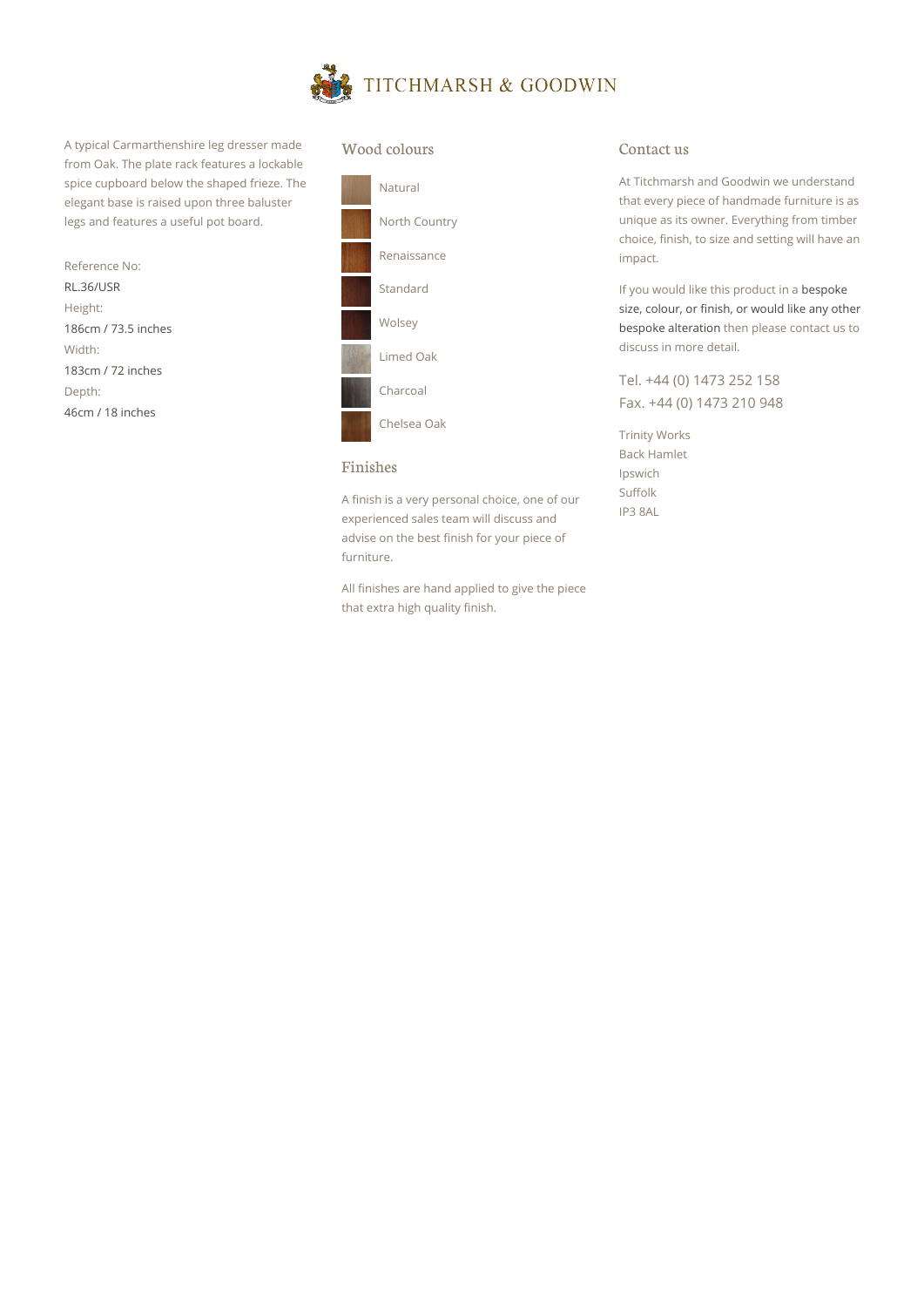TITCHMARSH & GOODWIN

A typical Carmarthenshire leg dresser made from Oak. The plate rack features a lockable spice cupboard below the shaped frieze. The elegant base is raised upon three baluster legs and features a useful pot board.

Reference No:
RL.36/USR
Height:
186cm / 73.5 inches
Width:
183cm / 72 inches
Depth:
46cm / 18 inches

## Wood colours

- Natural
- North Country
- Renaissance
- Standard
- Wolsey
- Limed Oak
- Charcoal
- Chelsea Oak

## Finishes

A finish is a very personal choice, one of our experienced sales team will discuss and advise on the best finish for your piece of furniture.

All finishes are hand applied to give the piece that extra high quality finish.

## Contact us

At Titchmarsh and Goodwin we understand that every piece of handmade furniture is as unique as its owner. Everything from timber choice, finish, to size and setting will have an impact.

If you would like this product in a bespoke size, colour, or finish, or would like any other bespoke alteration then please contact us to discuss in more detail.

Tel. +44 (0) 1473 252 158
Fax. +44 (0) 1473 210 948

Trinity Works
Back Hamlet
Ipswich
Suffolk
IP3 8AL